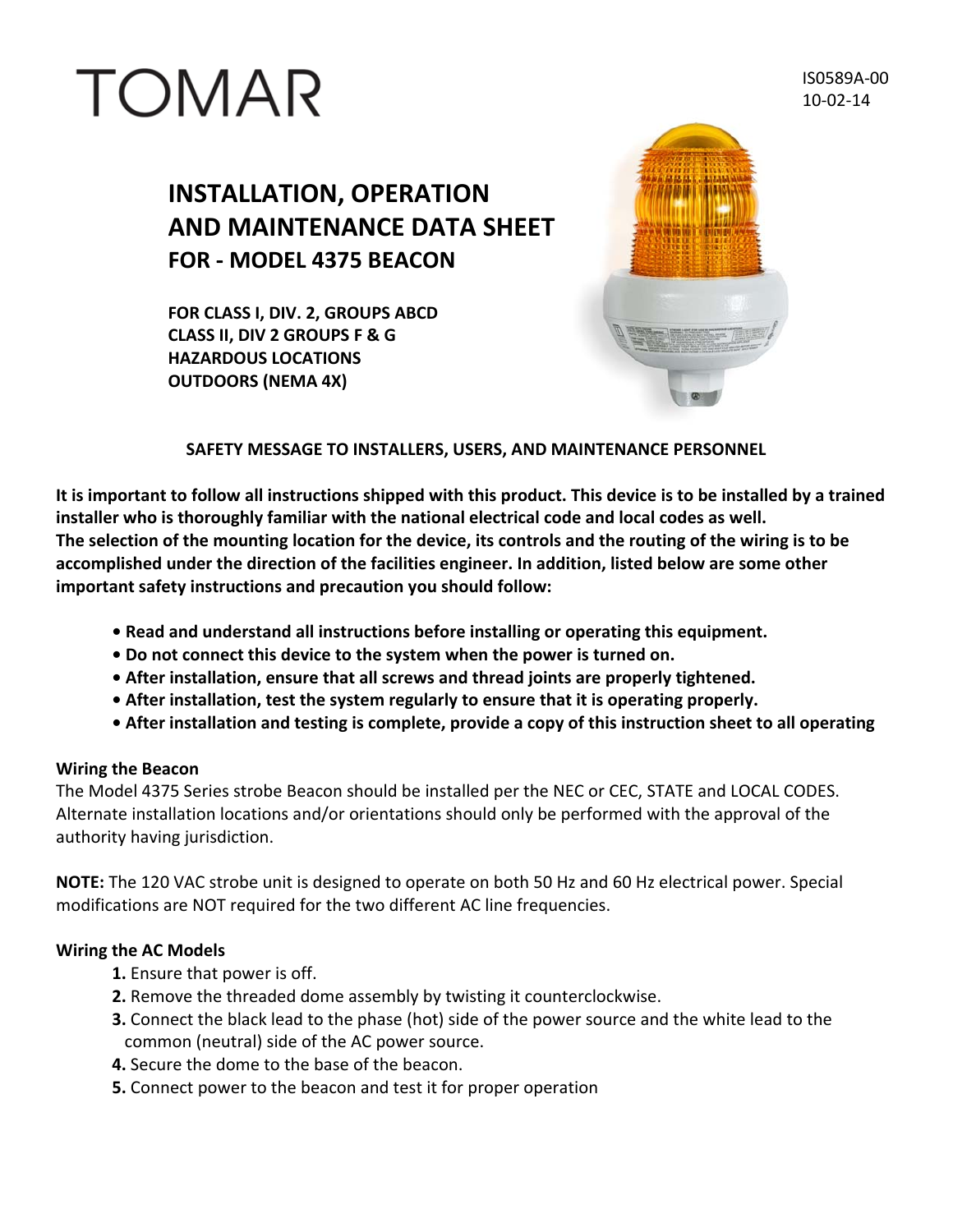# TOMAR

IS0589A-00
10-02-14

## INSTALLATION, OPERATION AND MAINTENANCE DATA SHEET
## FOR - MODEL 4375 BEACON

**FOR CLASS I, DIV. 2, GROUPS ABCD**
**CLASS II, DIV 2 GROUPS F & G**
**HAZARDOUS LOCATIONS**
**OUTDOORS (NEMA 4X)**

**SAFETY MESSAGE TO INSTALLERS, USERS, AND MAINTENANCE PERSONNEL**

**It is important to follow all instructions shipped with this product. This device is to be installed by a trained installer who is thoroughly familiar with the national electrical code and local codes as well. The selection of the mounting location for the device, its controls and the routing of the wiring is to be accomplished under the direction of the facilities engineer. In addition, listed below are some other important safety instructions and precaution you should follow:**

- **Read and understand all instructions before installing or operating this equipment.**
- **Do not connect this device to the system when the power is turned on.**
- **After installation, ensure that all screws and thread joints are properly tightened.**
- **After installation, test the system regularly to ensure that it is operating properly.**
- **After installation and testing is complete, provide a copy of this instruction sheet to all operating**

**Wiring the Beacon**
The Model 4375 Series strobe Beacon should be installed per the NEC or CEC, STATE and LOCAL CODES. Alternate installation locations and/or orientations should only be performed with the approval of the authority having jurisdiction.

**NOTE:** The 120 VAC strobe unit is designed to operate on both 50 Hz and 60 Hz electrical power. Special modifications are NOT required for the two different AC line frequencies.

**Wiring the AC Models**

1. Ensure that power is off.
2. Remove the threaded dome assembly by twisting it counterclockwise.
3. Connect the black lead to the phase (hot) side of the power source and the white lead to the common (neutral) side of the AC power source.
4. Secure the dome to the base of the beacon.
5. Connect power to the beacon and test it for proper operation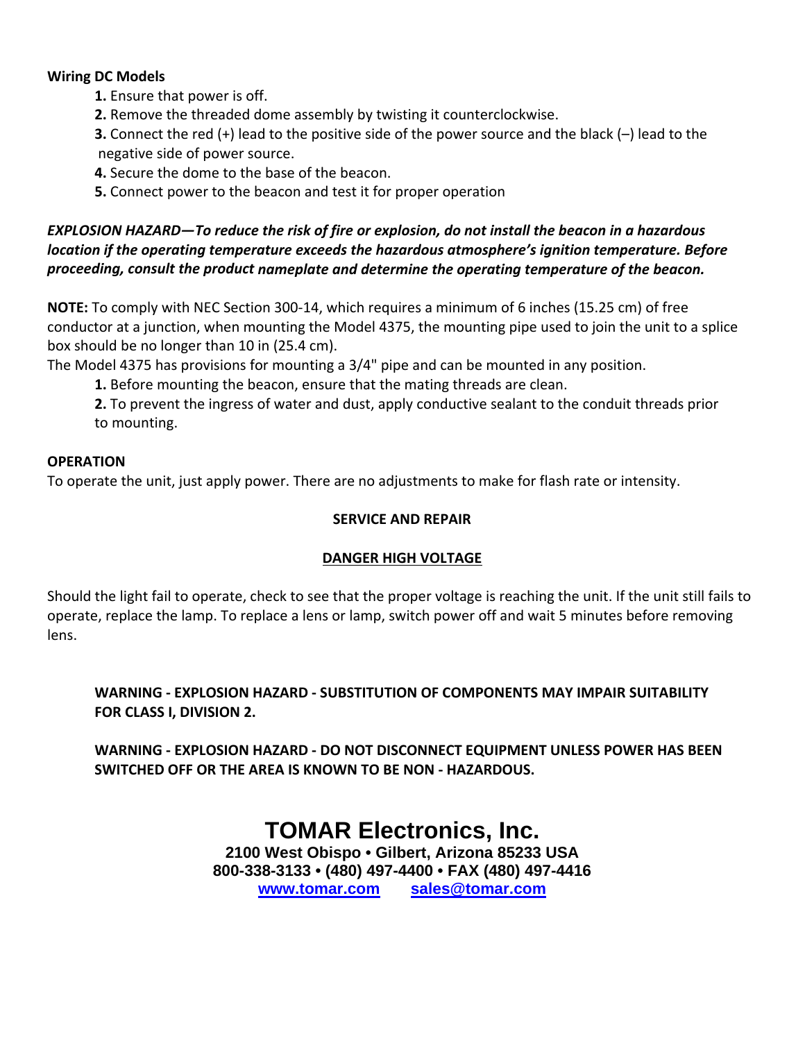**Wiring DC Models**

1. Ensure that power is off.
2. Remove the threaded dome assembly by twisting it counterclockwise.
3. Connect the red (+) lead to the positive side of the power source and the black (–) lead to the negative side of power source.
4. Secure the dome to the base of the beacon.
5. Connect power to the beacon and test it for proper operation

***EXPLOSION HAZARD—To reduce the risk of fire or explosion, do not install the beacon in a hazardous location if the operating temperature exceeds the hazardous atmosphere's ignition temperature. Before proceeding, consult the product nameplate and determine the operating temperature of the beacon.***

**NOTE:** To comply with NEC Section 300-14, which requires a minimum of 6 inches (15.25 cm) of free conductor at a junction, when mounting the Model 4375, the mounting pipe used to join the unit to a splice box should be no longer than 10 in (25.4 cm).

The Model 4375 has provisions for mounting a 3/4" pipe and can be mounted in any position.

1. Before mounting the beacon, ensure that the mating threads are clean.
2. To prevent the ingress of water and dust, apply conductive sealant to the conduit threads prior to mounting.

**OPERATION**

To operate the unit, just apply power. There are no adjustments to make for flash rate or intensity.

**SERVICE AND REPAIR**

**DANGER HIGH VOLTAGE**

Should the light fail to operate, check to see that the proper voltage is reaching the unit. If the unit still fails to operate, replace the lamp. To replace a lens or lamp, switch power off and wait 5 minutes before removing lens.

**WARNING - EXPLOSION HAZARD - SUBSTITUTION OF COMPONENTS MAY IMPAIR SUITABILITY FOR CLASS I, DIVISION 2.**

**WARNING - EXPLOSION HAZARD - DO NOT DISCONNECT EQUIPMENT UNLESS POWER HAS BEEN SWITCHED OFF OR THE AREA IS KNOWN TO BE NON - HAZARDOUS.**

**TOMAR Electronics, Inc.**

**2100 West Obispo • Gilbert, Arizona 85233 USA**

**800-338-3133 • (480) 497-4400 • FAX (480) 497-4416**

**www.tomar.com** **sales@tomar.com**